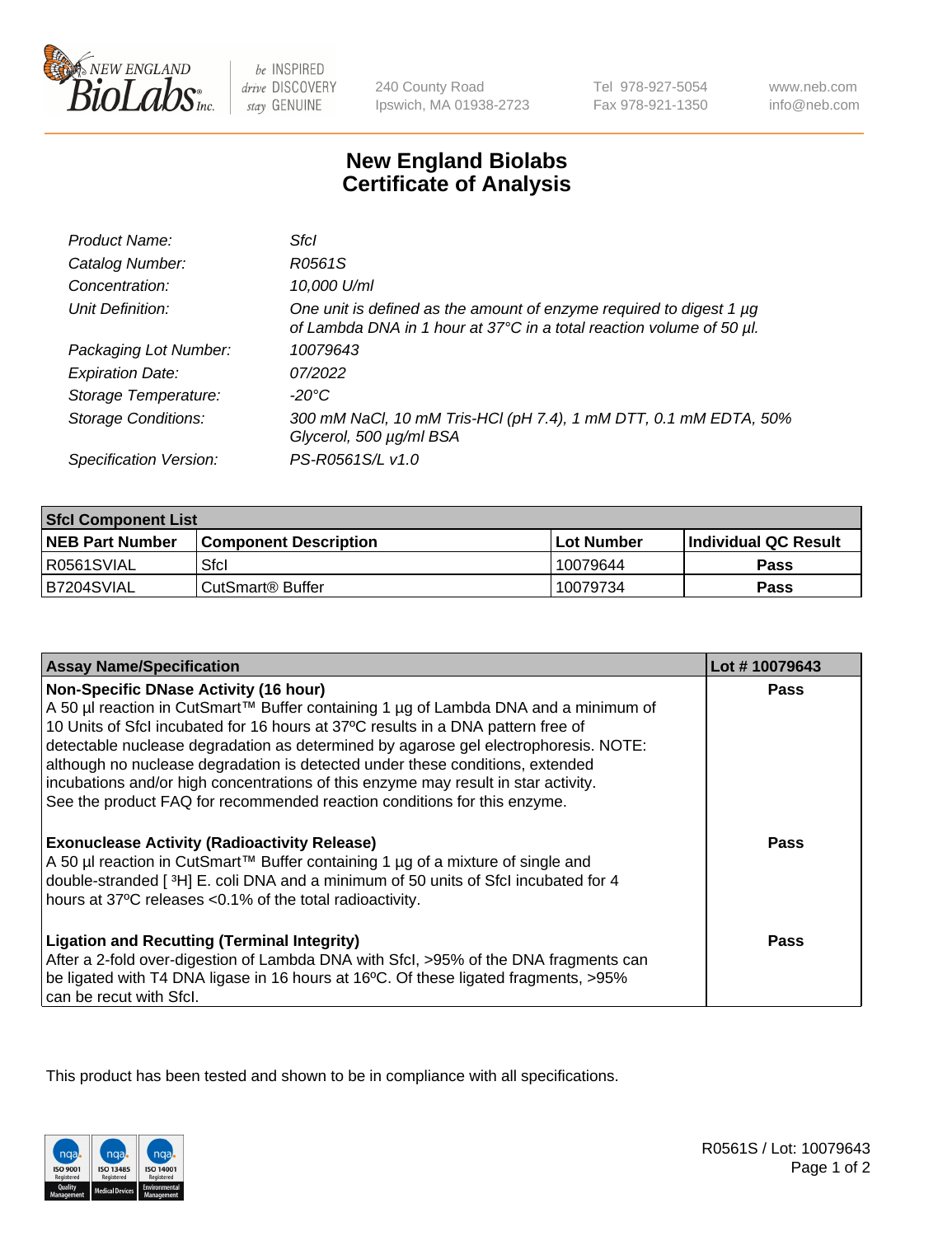New England BioLabs Inc. — be INSPIRED drive DISCOVERY stay GENUINE

240 County Road
Ipswich, MA 01938-2723

Tel 978-927-5054
Fax 978-921-1350

www.neb.com
info@neb.com

# New England Biolabs Certificate of Analysis

| | |
|---|---|
| *Product Name:* | *SfcI* |
| *Catalog Number:* | *R0561S* |
| *Concentration:* | *10,000 U/ml* |
| *Unit Definition:* | *One unit is defined as the amount of enzyme required to digest 1 µg of Lambda DNA in 1 hour at 37°C in a total reaction volume of 50 µl.* |
| *Packaging Lot Number:* | *10079643* |
| *Expiration Date:* | *07/2022* |
| *Storage Temperature:* | *-20°C* |
| *Storage Conditions:* | *300 mM NaCl, 10 mM Tris-HCl (pH 7.4), 1 mM DTT, 0.1 mM EDTA, 50% Glycerol, 500 µg/ml BSA* |
| *Specification Version:* | *PS-R0561S/L v1.0* |

| SfcI Component List | | | |
|---|---|---|---|
| **NEB Part Number** | **Component Description** | **Lot Number** | **Individual QC Result** |
| R0561SVIAL | SfcI | 10079644 | **Pass** |
| B7204SVIAL | CutSmart® Buffer | 10079734 | **Pass** |

| Assay Name/Specification | Lot # 10079643 |
|---|---|
| **Non-Specific DNase Activity (16 hour)**<br>A 50 µl reaction in CutSmart™ Buffer containing 1 µg of Lambda DNA and a minimum of 10 Units of SfcI incubated for 16 hours at 37ºC results in a DNA pattern free of detectable nuclease degradation as determined by agarose gel electrophoresis. NOTE: although no nuclease degradation is detected under these conditions, extended incubations and/or high concentrations of this enzyme may result in star activity. See the product FAQ for recommended reaction conditions for this enzyme. | **Pass** |
| **Exonuclease Activity (Radioactivity Release)**<br>A 50 µl reaction in CutSmart™ Buffer containing 1 µg of a mixture of single and double-stranded [ $^3$H] E. coli DNA and a minimum of 50 units of SfcI incubated for 4 hours at 37ºC releases <0.1% of the total radioactivity. | **Pass** |
| **Ligation and Recutting (Terminal Integrity)**<br>After a 2-fold over-digestion of Lambda DNA with SfcI, >95% of the DNA fragments can be ligated with T4 DNA ligase in 16 hours at 16ºC. Of these ligated fragments, >95% can be recut with SfcI. | **Pass** |

This product has been tested and shown to be in compliance with all specifications.

R0561S / Lot: 10079643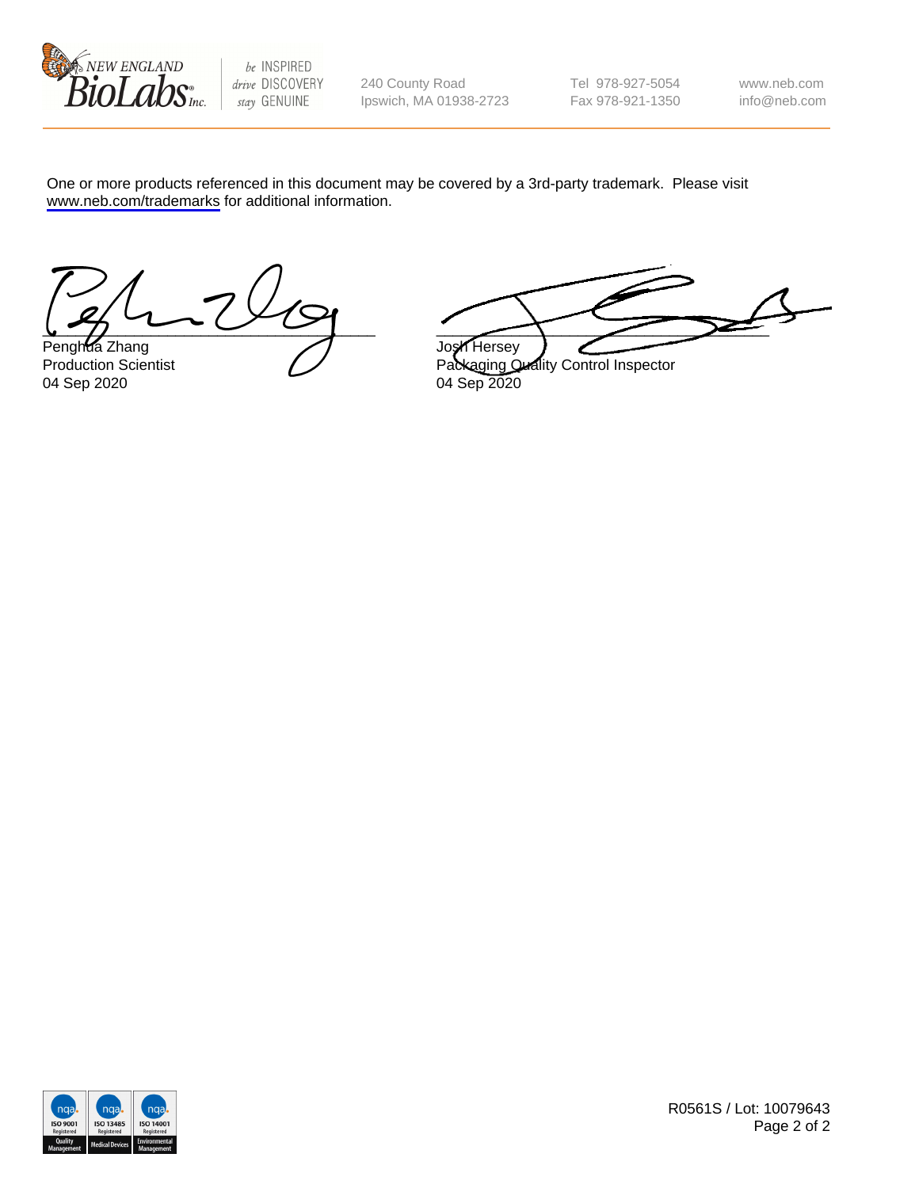One or more products referenced in this document may be covered by a 3rd-party trademark. Please visit www.neb.com/trademarks for additional information.

Penghua Zhang
Production Scientist
04 Sep 2020

Josh Hersey
Packaging Quality Control Inspector
04 Sep 2020

R0561S / Lot: 10079643